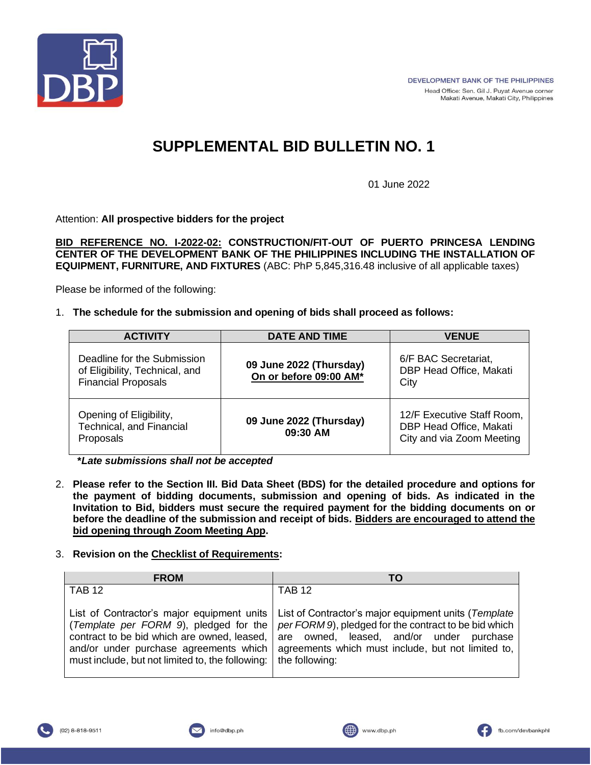DEVELOPMENT BANK OF THE PHILIPPINES
Head Office: Sen. Gil J. Puyat Avenue corner Makati Avenue, Makati City, Philippines

# SUPPLEMENTAL BID BULLETIN NO. 1

01 June 2022

Attention: **All prospective bidders for the project**

**BID REFERENCE NO. I-2022-02: CONSTRUCTION/FIT-OUT OF PUERTO PRINCESA LENDING CENTER OF THE DEVELOPMENT BANK OF THE PHILIPPINES INCLUDING THE INSTALLATION OF EQUIPMENT, FURNITURE, AND FIXTURES** (ABC: PhP 5,845,316.48 inclusive of all applicable taxes)

Please be informed of the following:

1. **The schedule for the submission and opening of bids shall proceed as follows:**

| ACTIVITY | DATE AND TIME | VENUE |
|---|---|---|
| Deadline for the Submission of Eligibility, Technical, and Financial Proposals | **09 June 2022 (Thursday) On or before 09:00 AM*** | 6/F BAC Secretariat, DBP Head Office, Makati City |
| Opening of Eligibility, Technical, and Financial Proposals | **09 June 2022 (Thursday) 09:30 AM** | 12/F Executive Staff Room, DBP Head Office, Makati City and via Zoom Meeting |

***Late submissions shall not be accepted***

2. **Please refer to the Section III. Bid Data Sheet (BDS) for the detailed procedure and options for the payment of bidding documents, submission and opening of bids. As indicated in the Invitation to Bid, bidders must secure the required payment for the bidding documents on or before the deadline of the submission and receipt of bids. Bidders are encouraged to attend the bid opening through Zoom Meeting App.**

3. **Revision on the Checklist of Requirements:**

| FROM | TO |
|---|---|
| TAB 12<br><br>List of Contractor's major equipment units (*Template per FORM 9*), pledged for the contract to be bid which are owned, leased, and/or under purchase agreements which must include, but not limited to, the following: | TAB 12<br><br>List of Contractor's major equipment units (*Template per FORM 9*), pledged for the contract to be bid which are owned, leased, and/or under purchase agreements which must include, but not limited to, the following: |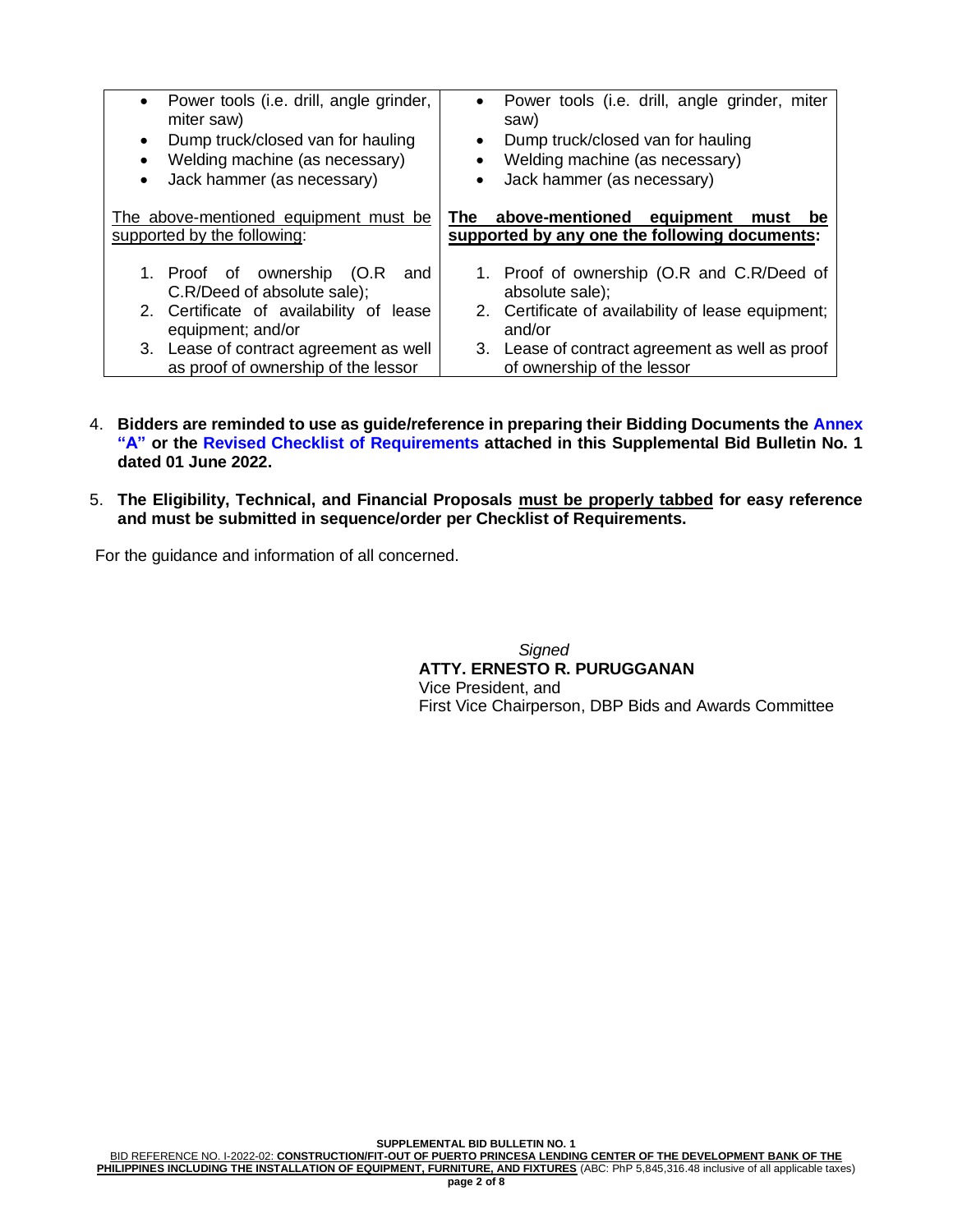| | |
|---|---|
| • Power tools (i.e. drill, angle grinder, miter saw)<br>• Dump truck/closed van for hauling<br>• Welding machine (as necessary)<br>• Jack hammer (as necessary)<br><br>The above-mentioned equipment must be supported by the following:<br><br>1. Proof of ownership (O.R and C.R/Deed of absolute sale);<br>2. Certificate of availability of lease equipment; and/or<br>3. Lease of contract agreement as well as proof of ownership of the lessor | • Power tools (i.e. drill, angle grinder, miter saw)<br>• Dump truck/closed van for hauling<br>• Welding machine (as necessary)<br>• Jack hammer (as necessary)<br><br>**The above-mentioned equipment must be supported by any one the following documents:**<br><br>1. Proof of ownership (O.R and C.R/Deed of absolute sale);<br>2. Certificate of availability of lease equipment; and/or<br>3. Lease of contract agreement as well as proof of ownership of the lessor |

4. **Bidders are reminded to use as guide/reference in preparing their Bidding Documents the Annex "A" or the Revised Checklist of Requirements attached in this Supplemental Bid Bulletin No. 1 dated 01 June 2022.**

5. **The Eligibility, Technical, and Financial Proposals must be properly tabbed for easy reference and must be submitted in sequence/order per Checklist of Requirements.**

For the guidance and information of all concerned.

*Signed*
**ATTY. ERNESTO R. PURUGGANAN**
Vice President, and
First Vice Chairperson, DBP Bids and Awards Committee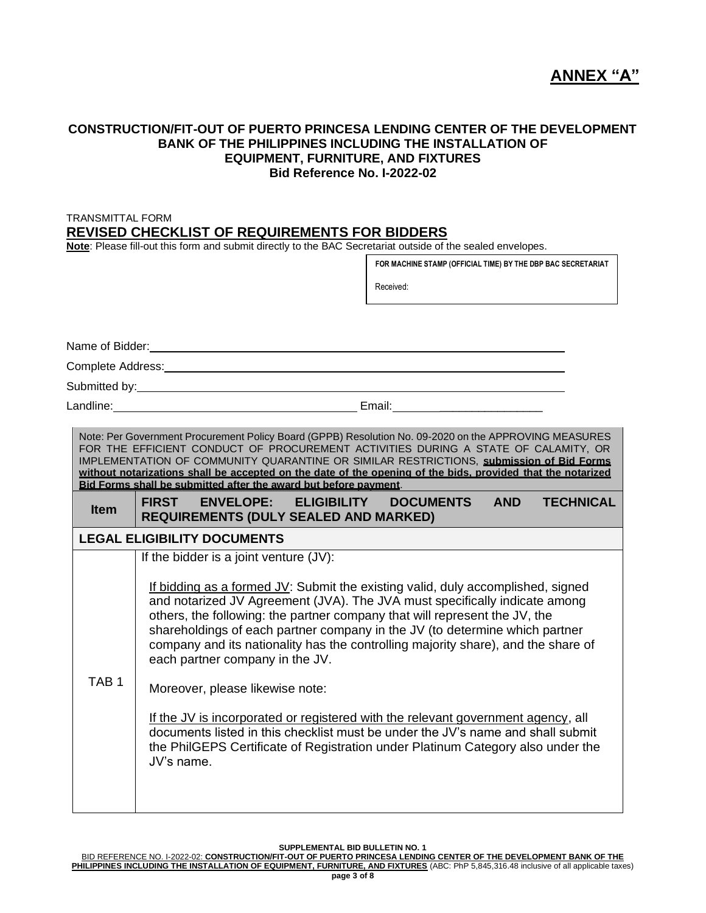# ANNEX "A"

**CONSTRUCTION/FIT-OUT OF PUERTO PRINCESA LENDING CENTER OF THE DEVELOPMENT BANK OF THE PHILIPPINES INCLUDING THE INSTALLATION OF EQUIPMENT, FURNITURE, AND FIXTURES**
**Bid Reference No. I-2022-02**

TRANSMITTAL FORM

## REVISED CHECKLIST OF REQUIREMENTS FOR BIDDERS

**Note**: Please fill-out this form and submit directly to the BAC Secretariat outside of the sealed envelopes.

| FOR MACHINE STAMP (OFFICIAL TIME) BY THE DBP BAC SECRETARIAT |
|---|
| Received: |

Name of Bidder: ____________________________________________

Complete Address: __________________________________________

Submitted by: ______________________________________________

Landline: ______________________ Email: ______________________

Note: Per Government Procurement Policy Board (GPPB) Resolution No. 09-2020 on the APPROVING MEASURES FOR THE EFFICIENT CONDUCT OF PROCUREMENT ACTIVITIES DURING A STATE OF CALAMITY, OR IMPLEMENTATION OF COMMUNITY QUARANTINE OR SIMILAR RESTRICTIONS, **submission of Bid Forms without notarizations shall be accepted on the date of the opening of the bids, provided that the notarized Bid Forms shall be submitted after the award but before payment**.

| Item | FIRST ENVELOPE: ELIGIBILITY DOCUMENTS AND TECHNICAL REQUIREMENTS (DULY SEALED AND MARKED) |
|---|---|
| **LEGAL ELIGIBILITY DOCUMENTS** | |
| TAB 1 | If the bidder is a joint venture (JV):<br><br>If bidding as a formed JV: Submit the existing valid, duly accomplished, signed and notarized JV Agreement (JVA). The JVA must specifically indicate among others, the following: the partner company that will represent the JV, the shareholdings of each partner company in the JV (to determine which partner company and its nationality has the controlling majority share), and the share of each partner company in the JV.<br><br>Moreover, please likewise note:<br><br>If the JV is incorporated or registered with the relevant government agency, all documents listed in this checklist must be under the JV's name and shall submit the PhilGEPS Certificate of Registration under Platinum Category also under the JV's name. |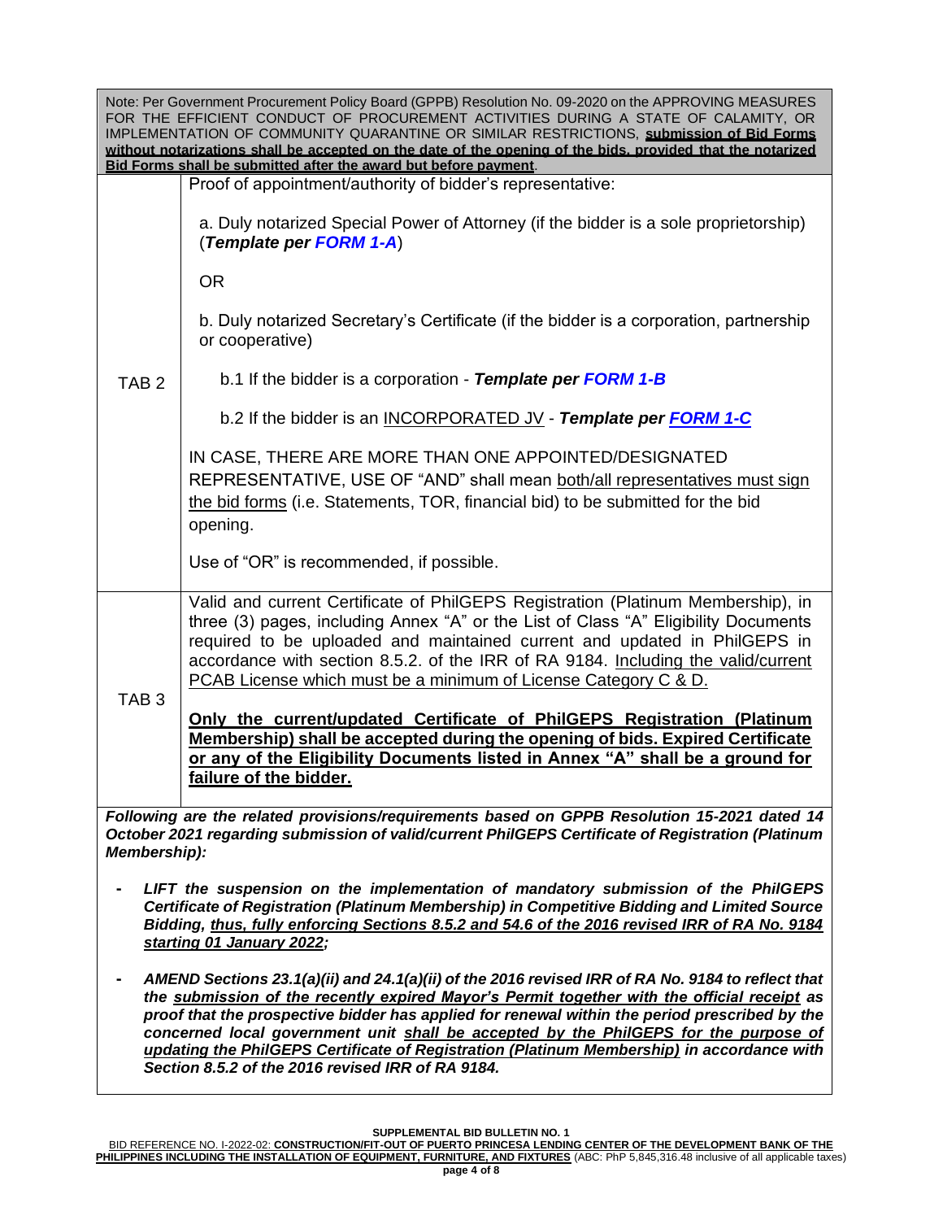| | |
|---|---|
| Note: Per Government Procurement Policy Board (GPPB) Resolution No. 09-2020 on the APPROVING MEASURES FOR THE EFFICIENT CONDUCT OF PROCUREMENT ACTIVITIES DURING A STATE OF CALAMITY, OR IMPLEMENTATION OF COMMUNITY QUARANTINE OR SIMILAR RESTRICTIONS, **submission of Bid Forms without notarizations shall be accepted on the date of the opening of the bids, provided that the notarized Bid Forms shall be submitted after the award but before payment**. | |
| TAB 2 | Proof of appointment/authority of bidder's representative:<br><br>a. Duly notarized Special Power of Attorney (if the bidder is a sole proprietorship) (***Template per FORM 1-A***)<br><br>OR<br><br>b. Duly notarized Secretary's Certificate (if the bidder is a corporation, partnership or cooperative)<br><br>b.1 If the bidder is a corporation - ***Template per FORM 1-B***<br><br>b.2 If the bidder is an INCORPORATED JV - ***Template per FORM 1-C***<br><br>IN CASE, THERE ARE MORE THAN ONE APPOINTED/DESIGNATED REPRESENTATIVE, USE OF "AND" shall mean both/all representatives must sign the bid forms (i.e. Statements, TOR, financial bid) to be submitted for the bid opening.<br><br>Use of "OR" is recommended, if possible. |
| TAB 3 | Valid and current Certificate of PhilGEPS Registration (Platinum Membership), in three (3) pages, including Annex "A" or the List of Class "A" Eligibility Documents required to be uploaded and maintained current and updated in PhilGEPS in accordance with section 8.5.2. of the IRR of RA 9184. Including the valid/current PCAB License which must be a minimum of License Category C & D.<br><br>**Only the current/updated Certificate of PhilGEPS Registration (Platinum Membership) shall be accepted during the opening of bids. Expired Certificate or any of the Eligibility Documents listed in Annex "A" shall be a ground for failure of the bidder.** |

***Following are the related provisions/requirements based on GPPB Resolution 15-2021 dated 14 October 2021 regarding submission of valid/current PhilGEPS Certificate of Registration (Platinum Membership):***

- ***LIFT the suspension on the implementation of mandatory submission of the PhilGEPS Certificate of Registration (Platinum Membership) in Competitive Bidding and Limited Source Bidding, thus, fully enforcing Sections 8.5.2 and 54.6 of the 2016 revised IRR of RA No. 9184 starting 01 January 2022;***

- ***AMEND Sections 23.1(a)(ii) and 24.1(a)(ii) of the 2016 revised IRR of RA No. 9184 to reflect that the submission of the recently expired Mayor's Permit together with the official receipt as proof that the prospective bidder has applied for renewal within the period prescribed by the concerned local government unit shall be accepted by the PhilGEPS for the purpose of updating the PhilGEPS Certificate of Registration (Platinum Membership) in accordance with Section 8.5.2 of the 2016 revised IRR of RA 9184.***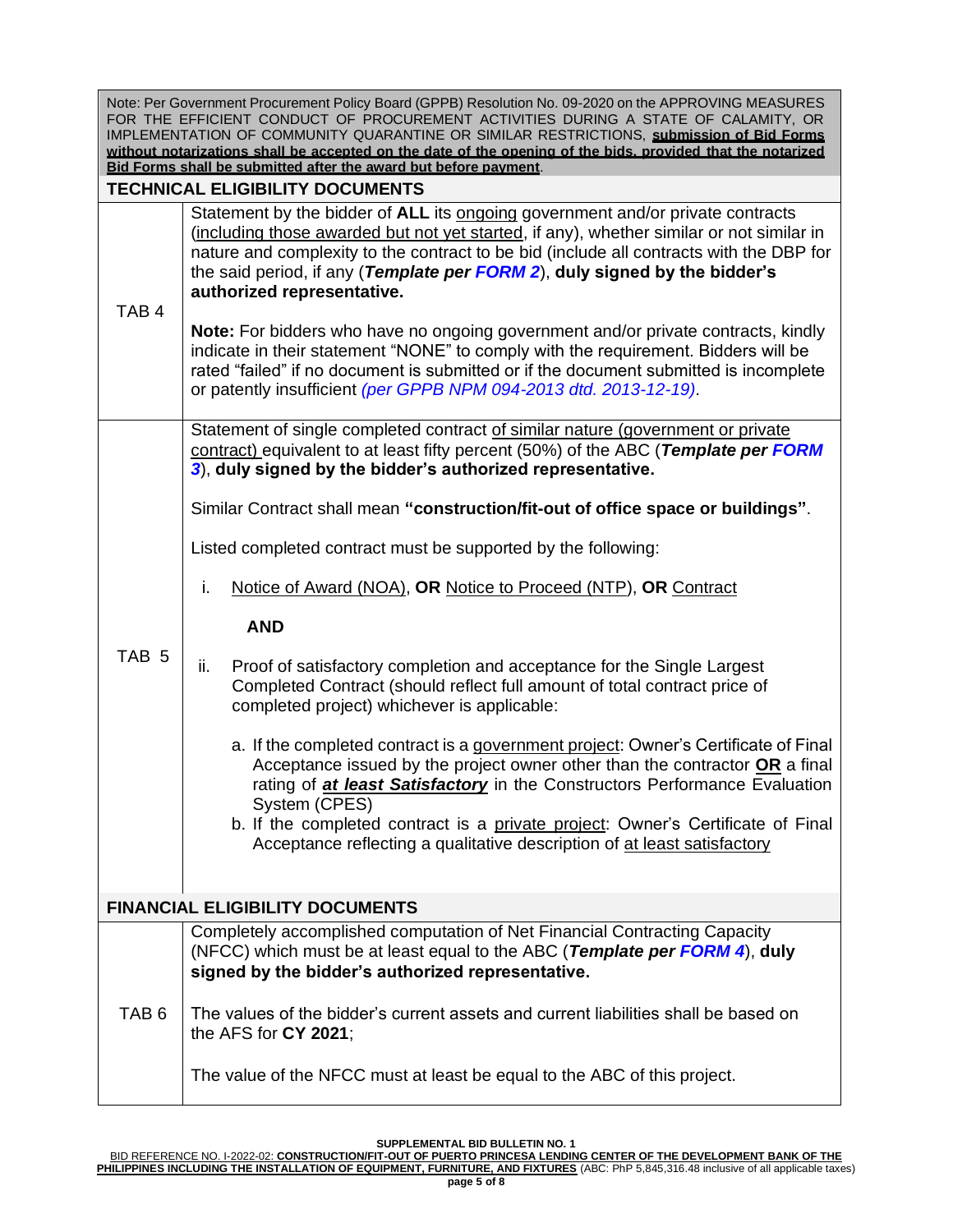| | |
|---|---|
| Note: Per Government Procurement Policy Board (GPPB) Resolution No. 09-2020 on the APPROVING MEASURES FOR THE EFFICIENT CONDUCT OF PROCUREMENT ACTIVITIES DURING A STATE OF CALAMITY, OR IMPLEMENTATION OF COMMUNITY QUARANTINE OR SIMILAR RESTRICTIONS, **submission of Bid Forms without notarizations shall be accepted on the date of the opening of the bids, provided that the notarized Bid Forms shall be submitted after the award but before payment**. | |
| **TECHNICAL ELIGIBILITY DOCUMENTS** | |
| TAB 4 | Statement by the bidder of **ALL** its ongoing government and/or private contracts (including those awarded but not yet started, if any), whether similar or not similar in nature and complexity to the contract to be bid (include all contracts with the DBP for the said period, if any (***Template per FORM 2***), **duly signed by the bidder's authorized representative.**<br><br>**Note:** For bidders who have no ongoing government and/or private contracts, kindly indicate in their statement "NONE" to comply with the requirement. Bidders will be rated "failed" if no document is submitted or if the document submitted is incomplete or patently insufficient *(per GPPB NPM 094-2013 dtd. 2013-12-19)*. |
| TAB 5 | Statement of single completed contract of similar nature (government or private contract) equivalent to at least fifty percent (50%) of the ABC (***Template per FORM 3***), **duly signed by the bidder's authorized representative.**<br><br>Similar Contract shall mean **"construction/fit-out of office space or buildings"**.<br><br>Listed completed contract must be supported by the following:<br><br>i. Notice of Award (NOA), **OR** Notice to Proceed (NTP), **OR** Contract<br><br>**AND**<br><br>ii. Proof of satisfactory completion and acceptance for the Single Largest Completed Contract (should reflect full amount of total contract price of completed project) whichever is applicable:<br><br>a. If the completed contract is a government project: Owner's Certificate of Final Acceptance issued by the project owner other than the contractor **OR** a final rating of ***at least Satisfactory*** in the Constructors Performance Evaluation System (CPES)<br>b. If the completed contract is a private project: Owner's Certificate of Final Acceptance reflecting a qualitative description of at least satisfactory |
| **FINANCIAL ELIGIBILITY DOCUMENTS** | |
| TAB 6 | Completely accomplished computation of Net Financial Contracting Capacity (NFCC) which must be at least equal to the ABC (***Template per FORM 4***), **duly signed by the bidder's authorized representative.**<br><br>The values of the bidder's current assets and current liabilities shall be based on the AFS for **CY 2021**;<br><br>The value of the NFCC must at least be equal to the ABC of this project. |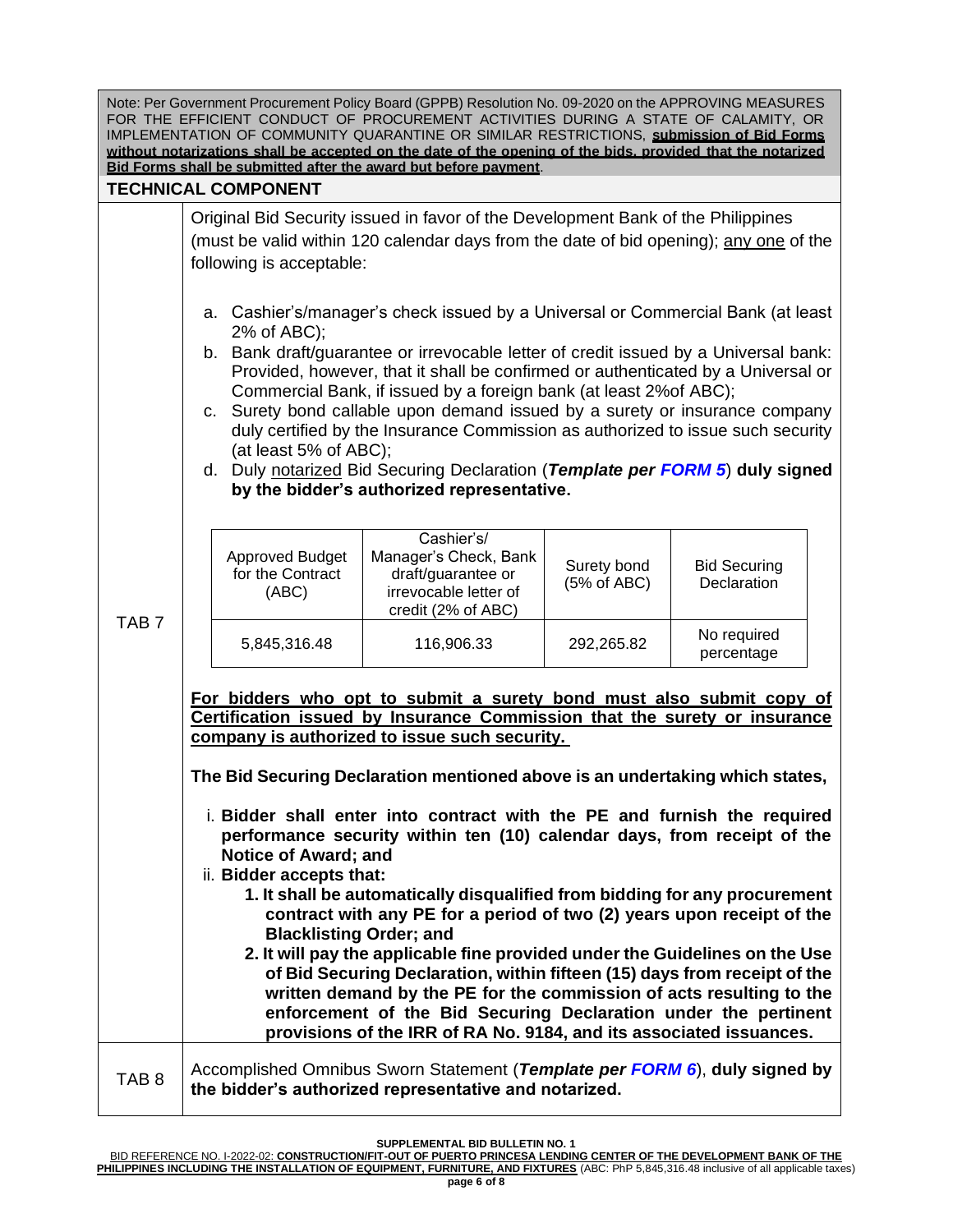Note: Per Government Procurement Policy Board (GPPB) Resolution No. 09-2020 on the APPROVING MEASURES FOR THE EFFICIENT CONDUCT OF PROCUREMENT ACTIVITIES DURING A STATE OF CALAMITY, OR IMPLEMENTATION OF COMMUNITY QUARANTINE OR SIMILAR RESTRICTIONS, **submission of Bid Forms without notarizations shall be accepted on the date of the opening of the bids, provided that the notarized Bid Forms shall be submitted after the award but before payment**.

## TECHNICAL COMPONENT

**TAB 7**

Original Bid Security issued in favor of the Development Bank of the Philippines (must be valid within 120 calendar days from the date of bid opening); any one of the following is acceptable:

a. Cashier's/manager's check issued by a Universal or Commercial Bank (at least 2% of ABC);
b. Bank draft/guarantee or irrevocable letter of credit issued by a Universal bank: Provided, however, that it shall be confirmed or authenticated by a Universal or Commercial Bank, if issued by a foreign bank (at least 2%of ABC);
c. Surety bond callable upon demand issued by a surety or insurance company duly certified by the Insurance Commission as authorized to issue such security (at least 5% of ABC);
d. Duly notarized Bid Securing Declaration (***Template per FORM 5***) **duly signed by the bidder's authorized representative.**

| Approved Budget for the Contract (ABC) | Cashier's/ Manager's Check, Bank draft/guarantee or irrevocable letter of credit (2% of ABC) | Surety bond (5% of ABC) | Bid Securing Declaration |
|---|---|---|---|
| 5,845,316.48 | 116,906.33 | 292,265.82 | No required percentage |

**For bidders who opt to submit a surety bond must also submit copy of Certification issued by Insurance Commission that the surety or insurance company is authorized to issue such security.**

**The Bid Securing Declaration mentioned above is an undertaking which states,**

i. **Bidder shall enter into contract with the PE and furnish the required performance security within ten (10) calendar days, from receipt of the Notice of Award; and**
ii. **Bidder accepts that:**
   1. **It shall be automatically disqualified from bidding for any procurement contract with any PE for a period of two (2) years upon receipt of the Blacklisting Order; and**
   2. **It will pay the applicable fine provided under the Guidelines on the Use of Bid Securing Declaration, within fifteen (15) days from receipt of the written demand by the PE for the commission of acts resulting to the enforcement of the Bid Securing Declaration under the pertinent provisions of the IRR of RA No. 9184, and its associated issuances.**

**TAB 8**

Accomplished Omnibus Sworn Statement (***Template per FORM 6***), **duly signed by the bidder's authorized representative and notarized.**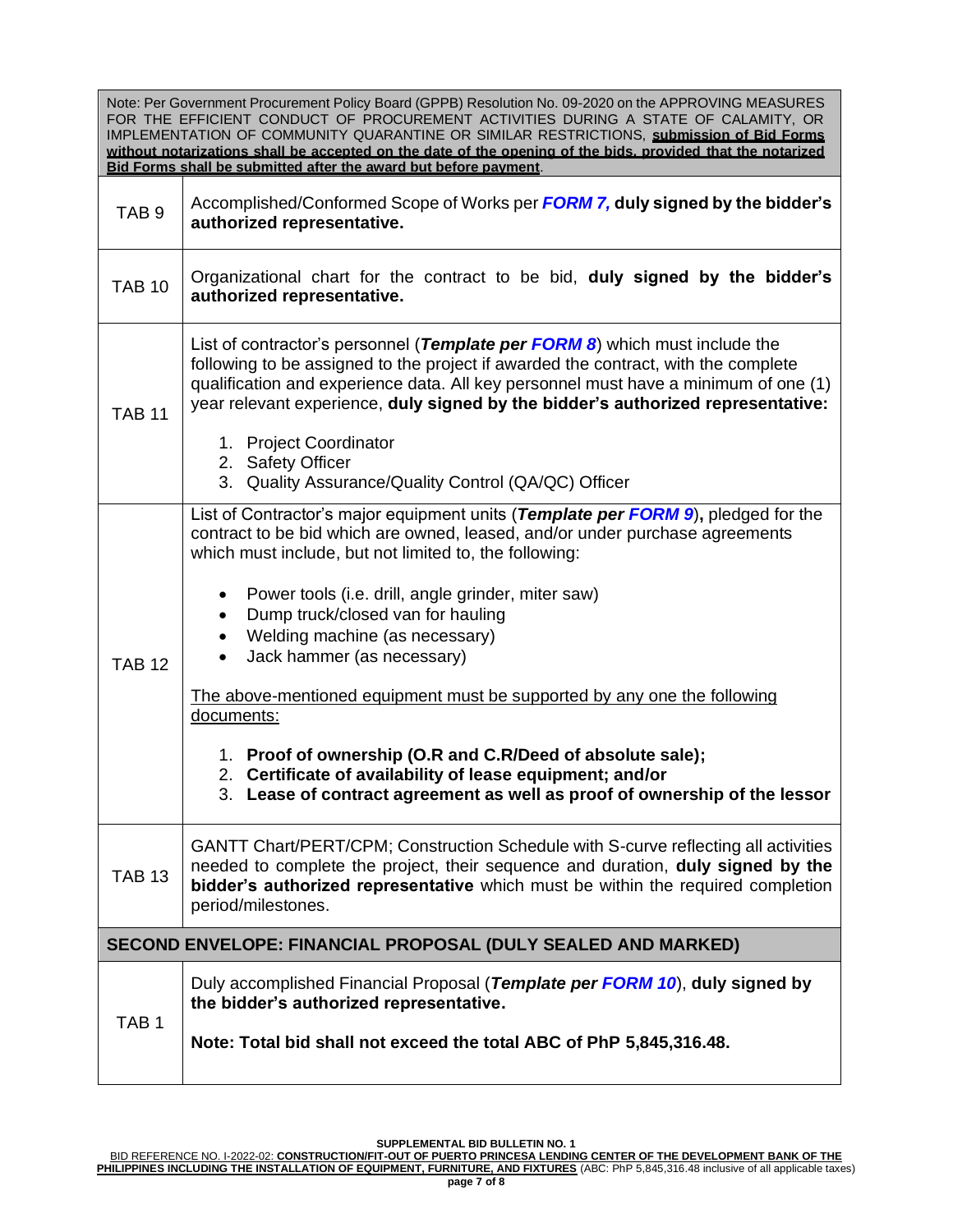| Note: Per Government Procurement Policy Board (GPPB) Resolution No. 09-2020 on the APPROVING MEASURES FOR THE EFFICIENT CONDUCT OF PROCUREMENT ACTIVITIES DURING A STATE OF CALAMITY, OR IMPLEMENTATION OF COMMUNITY QUARANTINE OR SIMILAR RESTRICTIONS, **submission of Bid Forms without notarizations shall be accepted on the date of the opening of the bids, provided that the notarized Bid Forms shall be submitted after the award but before payment**. | |
|---|---|
| TAB 9 | Accomplished/Conformed Scope of Works per ***FORM 7,*** **duly signed by the bidder's authorized representative.** |
| TAB 10 | Organizational chart for the contract to be bid, **duly signed by the bidder's authorized representative.** |
| TAB 11 | List of contractor's personnel (***Template per FORM 8***) which must include the following to be assigned to the project if awarded the contract, with the complete qualification and experience data. All key personnel must have a minimum of one (1) year relevant experience, **duly signed by the bidder's authorized representative:**<br>1. Project Coordinator<br>2. Safety Officer<br>3. Quality Assurance/Quality Control (QA/QC) Officer |
| TAB 12 | List of Contractor's major equipment units (***Template per FORM 9***)**,** pledged for the contract to be bid which are owned, leased, and/or under purchase agreements which must include, but not limited to, the following:<br>• Power tools (i.e. drill, angle grinder, miter saw)<br>• Dump truck/closed van for hauling<br>• Welding machine (as necessary)<br>• Jack hammer (as necessary)<br><br>The above-mentioned equipment must be supported by any one the following documents:<br>1. **Proof of ownership (O.R and C.R/Deed of absolute sale);**<br>2. **Certificate of availability of lease equipment; and/or**<br>3. **Lease of contract agreement as well as proof of ownership of the lessor** |
| TAB 13 | GANTT Chart/PERT/CPM; Construction Schedule with S-curve reflecting all activities needed to complete the project, their sequence and duration, **duly signed by the bidder's authorized representative** which must be within the required completion period/milestones. |
| **SECOND ENVELOPE: FINANCIAL PROPOSAL (DULY SEALED AND MARKED)** | |
| TAB 1 | Duly accomplished Financial Proposal (***Template per FORM 10***), **duly signed by the bidder's authorized representative.**<br><br>**Note: Total bid shall not exceed the total ABC of PhP 5,845,316.48.** |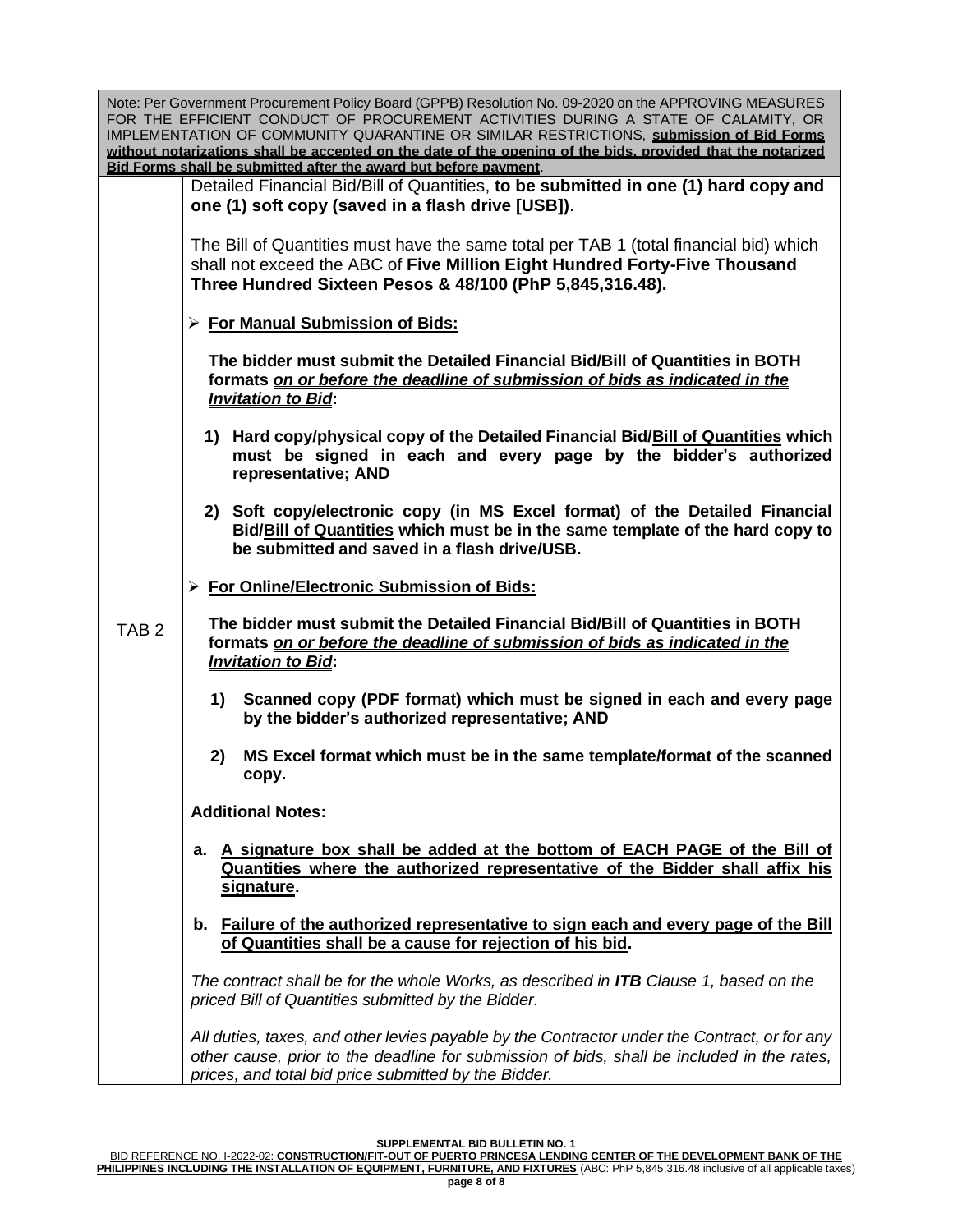Note: Per Government Procurement Policy Board (GPPB) Resolution No. 09-2020 on the APPROVING MEASURES FOR THE EFFICIENT CONDUCT OF PROCUREMENT ACTIVITIES DURING A STATE OF CALAMITY, OR IMPLEMENTATION OF COMMUNITY QUARANTINE OR SIMILAR RESTRICTIONS, **submission of Bid Forms without notarizations shall be accepted on the date of the opening of the bids, provided that the notarized Bid Forms shall be submitted after the award but before payment**.

| | |
|---|---|
| TAB 2 | Detailed Financial Bid/Bill of Quantities, **to be submitted in one (1) hard copy and one (1) soft copy (saved in a flash drive [USB])**.<br><br>The Bill of Quantities must have the same total per TAB 1 (total financial bid) which shall not exceed the ABC of **Five Million Eight Hundred Forty-Five Thousand Three Hundred Sixteen Pesos & 48/100 (PhP 5,845,316.48).**<br><br>➢ **For Manual Submission of Bids:**<br><br>**The bidder must submit the Detailed Financial Bid/Bill of Quantities in BOTH formats *on or before the deadline of submission of bids as indicated in the Invitation to Bid*:**<br><br>**1) Hard copy/physical copy of the Detailed Financial Bid/Bill of Quantities which must be signed in each and every page by the bidder's authorized representative; AND**<br><br>**2) Soft copy/electronic copy (in MS Excel format) of the Detailed Financial Bid/Bill of Quantities which must be in the same template of the hard copy to be submitted and saved in a flash drive/USB.**<br><br>➢ **For Online/Electronic Submission of Bids:**<br><br>**The bidder must submit the Detailed Financial Bid/Bill of Quantities in BOTH formats *on or before the deadline of submission of bids as indicated in the Invitation to Bid*:**<br><br>**1) Scanned copy (PDF format) which must be signed in each and every page by the bidder's authorized representative; AND**<br><br>**2) MS Excel format which must be in the same template/format of the scanned copy.**<br><br>**Additional Notes:**<br><br>**a. A signature box shall be added at the bottom of EACH PAGE of the Bill of Quantities where the authorized representative of the Bidder shall affix his signature.**<br><br>**b. Failure of the authorized representative to sign each and every page of the Bill of Quantities shall be a cause for rejection of his bid.**<br><br>*The contract shall be for the whole Works, as described in **ITB** Clause 1, based on the priced Bill of Quantities submitted by the Bidder.*<br><br>*All duties, taxes, and other levies payable by the Contractor under the Contract, or for any other cause, prior to the deadline for submission of bids, shall be included in the rates, prices, and total bid price submitted by the Bidder.* |